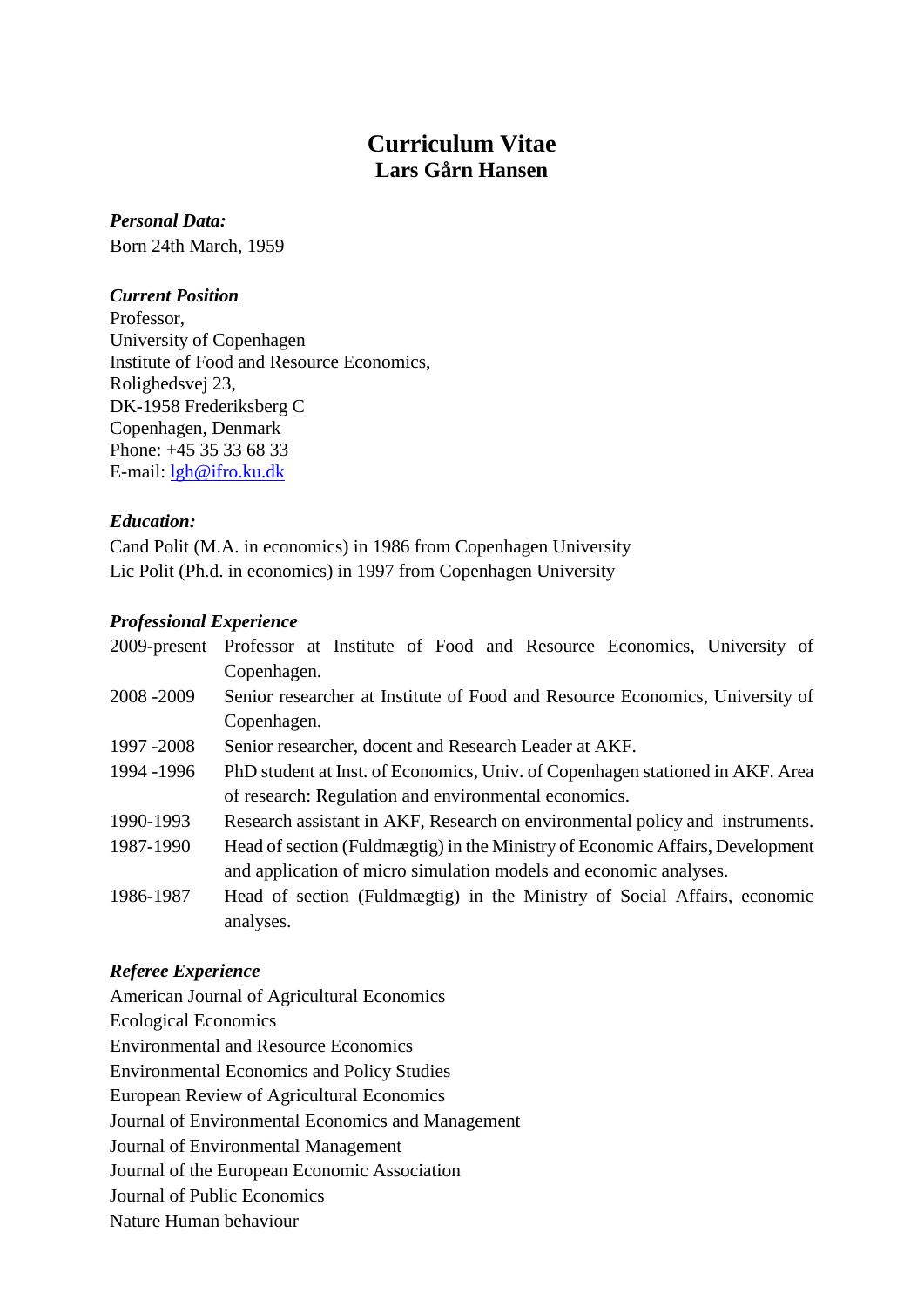# Curriculum Vitae
## Lars Gårn Hansen

***Personal Data:***

Born 24th March, 1959

***Current Position***

Professor,
University of Copenhagen
Institute of Food and Resource Economics,
Rolighedsvej 23,
DK-1958 Frederiksberg C
Copenhagen, Denmark
Phone: +45 35 33 68 33
E-mail: lgh@ifro.ku.dk

***Education:***

Cand Polit (M.A. in economics) in 1986 from Copenhagen University
Lic Polit (Ph.d. in economics) in 1997 from Copenhagen University

***Professional Experience***

| | |
|---|---|
| 2009-present | Professor at Institute of Food and Resource Economics, University of Copenhagen. |
| 2008 -2009 | Senior researcher at Institute of Food and Resource Economics, University of Copenhagen. |
| 1997 -2008 | Senior researcher, docent and Research Leader at AKF. |
| 1994 -1996 | PhD student at Inst. of Economics, Univ. of Copenhagen stationed in AKF. Area of research: Regulation and environmental economics. |
| 1990-1993 | Research assistant in AKF, Research on environmental policy and instruments. |
| 1987-1990 | Head of section (Fuldmægtig) in the Ministry of Economic Affairs, Development and application of micro simulation models and economic analyses. |
| 1986-1987 | Head of section (Fuldmægtig) in the Ministry of Social Affairs, economic analyses. |

***Referee Experience***

American Journal of Agricultural Economics
Ecological Economics
Environmental and Resource Economics
Environmental Economics and Policy Studies
European Review of Agricultural Economics
Journal of Environmental Economics and Management
Journal of Environmental Management
Journal of the European Economic Association
Journal of Public Economics
Nature Human behaviour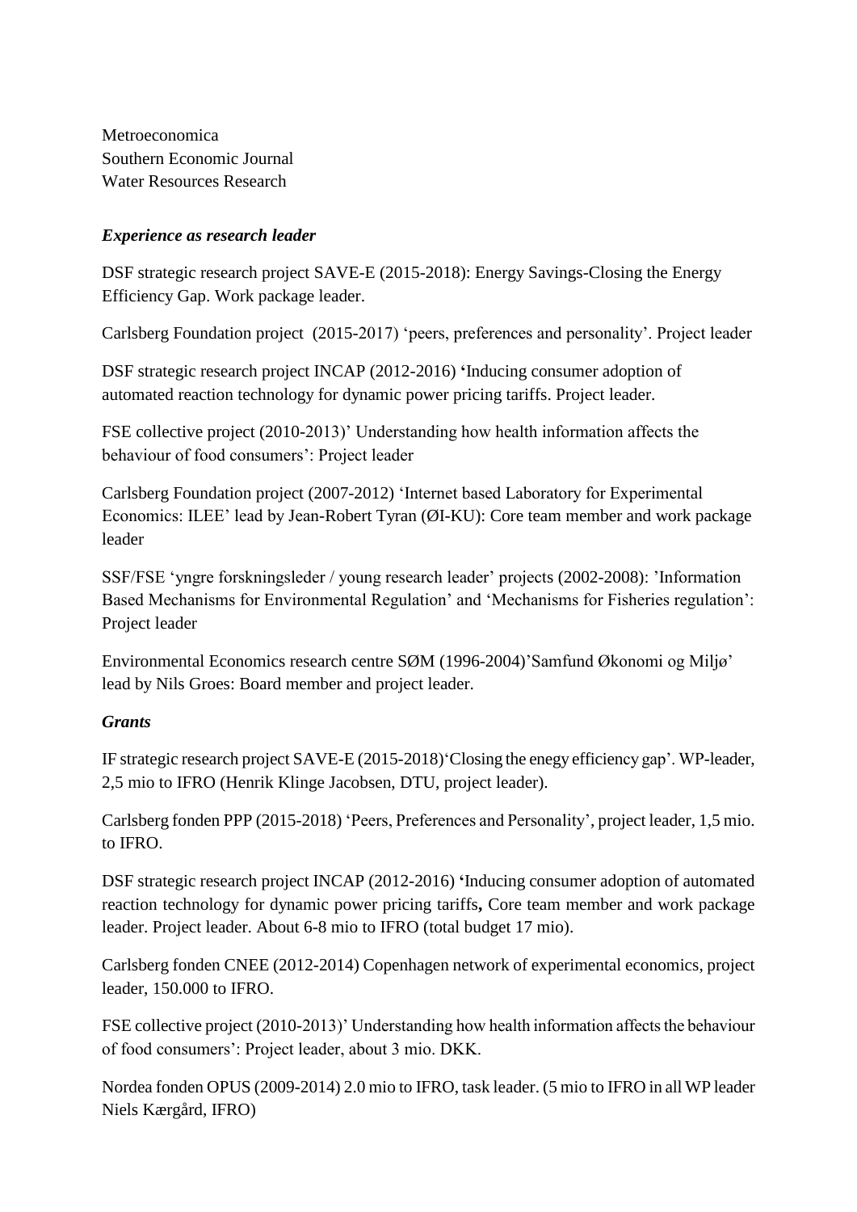Metroeconomica
Southern Economic Journal
Water Resources Research

### *Experience as research leader*

DSF strategic research project SAVE-E (2015-2018): Energy Savings-Closing the Energy Efficiency Gap. Work package leader.

Carlsberg Foundation project (2015-2017) 'peers, preferences and personality'. Project leader

DSF strategic research project INCAP (2012-2016) **'**Inducing consumer adoption of automated reaction technology for dynamic power pricing tariffs. Project leader.

FSE collective project (2010-2013)' Understanding how health information affects the behaviour of food consumers': Project leader

Carlsberg Foundation project (2007-2012) 'Internet based Laboratory for Experimental Economics: ILEE' lead by Jean-Robert Tyran (ØI-KU): Core team member and work package leader

SSF/FSE 'yngre forskningsleder / young research leader' projects (2002-2008): 'Information Based Mechanisms for Environmental Regulation' and 'Mechanisms for Fisheries regulation': Project leader

Environmental Economics research centre SØM (1996-2004)'Samfund Økonomi og Miljø' lead by Nils Groes: Board member and project leader.

### *Grants*

IF strategic research project SAVE-E (2015-2018)'Closing the enegy efficiency gap'. WP-leader, 2,5 mio to IFRO (Henrik Klinge Jacobsen, DTU, project leader).

Carlsberg fonden PPP (2015-2018) 'Peers, Preferences and Personality', project leader, 1,5 mio. to IFRO.

DSF strategic research project INCAP (2012-2016) **'**Inducing consumer adoption of automated reaction technology for dynamic power pricing tariffs**,** Core team member and work package leader. Project leader. About 6-8 mio to IFRO (total budget 17 mio).

Carlsberg fonden CNEE (2012-2014) Copenhagen network of experimental economics, project leader, 150.000 to IFRO.

FSE collective project (2010-2013)' Understanding how health information affects the behaviour of food consumers': Project leader, about 3 mio. DKK.

Nordea fonden OPUS (2009-2014) 2.0 mio to IFRO, task leader. (5 mio to IFRO in all WP leader Niels Kærgård, IFRO)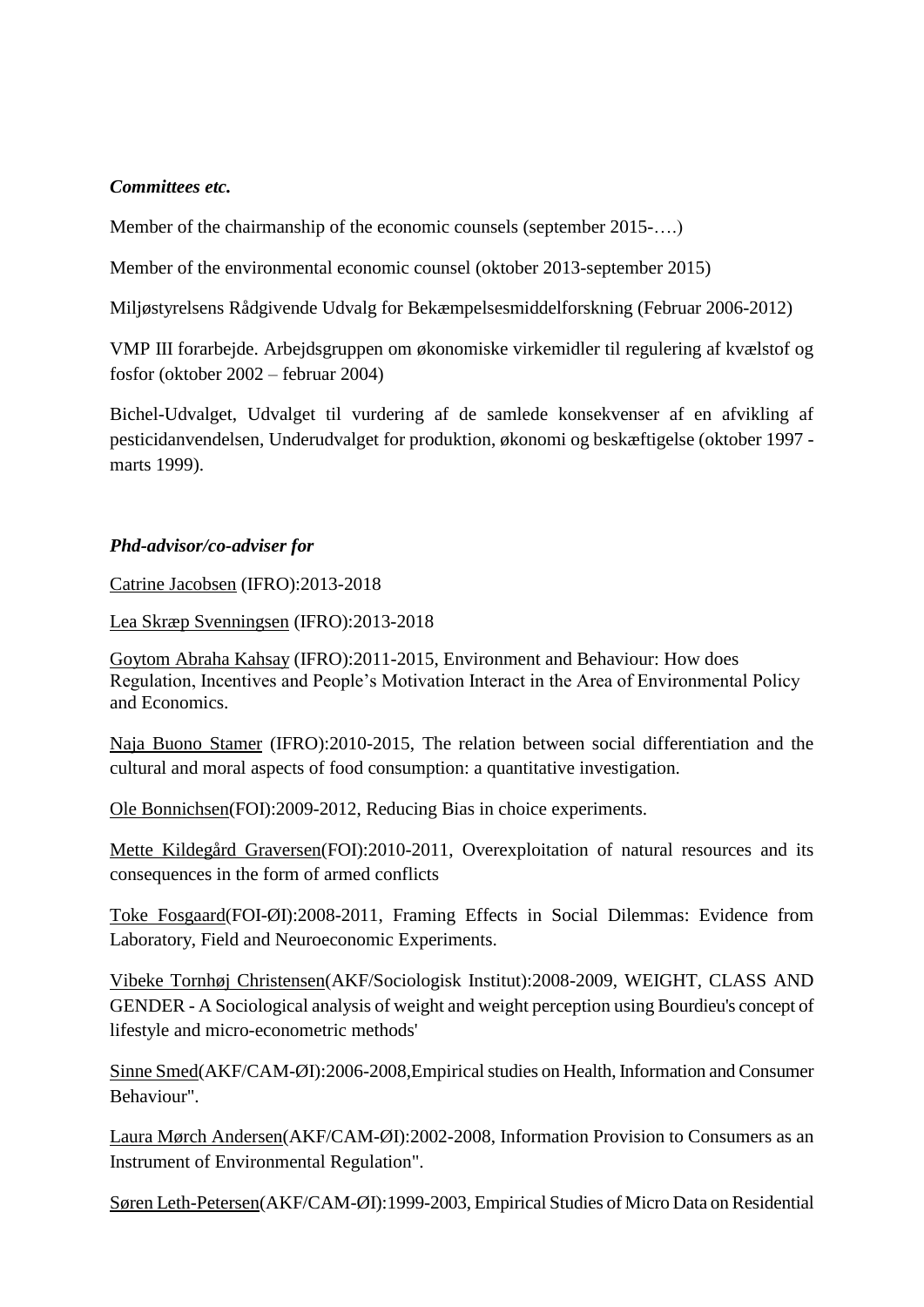***Committees etc.***

Member of the chairmanship of the economic counsels (september 2015-….)

Member of the environmental economic counsel (oktober 2013-september 2015)

Miljøstyrelsens Rådgivende Udvalg for Bekæmpelsesmiddelforskning (Februar 2006-2012)

VMP III forarbejde. Arbejdsgruppen om økonomiske virkemidler til regulering af kvælstof og fosfor (oktober 2002 – februar 2004)

Bichel-Udvalget, Udvalget til vurdering af de samlede konsekvenser af en afvikling af pesticidanvendelsen, Underudvalget for produktion, økonomi og beskæftigelse (oktober 1997 - marts 1999).

***Phd-advisor/co-adviser for***

Catrine Jacobsen (IFRO):2013-2018

Lea Skræp Svenningsen (IFRO):2013-2018

Goytom Abraha Kahsay (IFRO):2011-2015, Environment and Behaviour: How does Regulation, Incentives and People's Motivation Interact in the Area of Environmental Policy and Economics.

Naja Buono Stamer (IFRO):2010-2015, The relation between social differentiation and the cultural and moral aspects of food consumption: a quantitative investigation.

Ole Bonnichsen(FOI):2009-2012, Reducing Bias in choice experiments.

Mette Kildegård Graversen(FOI):2010-2011, Overexploitation of natural resources and its consequences in the form of armed conflicts

Toke Fosgaard(FOI-ØI):2008-2011, Framing Effects in Social Dilemmas: Evidence from Laboratory, Field and Neuroeconomic Experiments.

Vibeke Tornhøj Christensen(AKF/Sociologisk Institut):2008-2009, WEIGHT, CLASS AND GENDER - A Sociological analysis of weight and weight perception using Bourdieu's concept of lifestyle and micro-econometric methods'

Sinne Smed(AKF/CAM-ØI):2006-2008,Empirical studies on Health, Information and Consumer Behaviour".

Laura Mørch Andersen(AKF/CAM-ØI):2002-2008, Information Provision to Consumers as an Instrument of Environmental Regulation".

Søren Leth-Petersen(AKF/CAM-ØI):1999-2003, Empirical Studies of Micro Data on Residential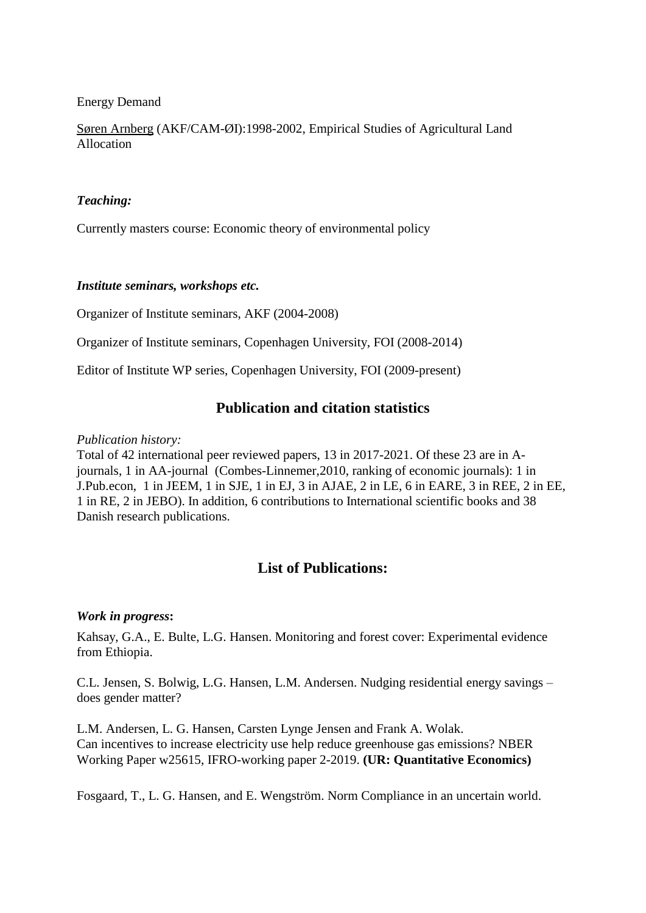Energy Demand

Søren Arnberg (AKF/CAM-ØI):1998-2002, Empirical Studies of Agricultural Land Allocation

***Teaching:***

Currently masters course: Economic theory of environmental policy

***Institute seminars, workshops etc.***

Organizer of Institute seminars, AKF (2004-2008)

Organizer of Institute seminars, Copenhagen University, FOI (2008-2014)

Editor of Institute WP series, Copenhagen University, FOI (2009-present)

## Publication and citation statistics

*Publication history:*
Total of 42 international peer reviewed papers, 13 in 2017-2021. Of these 23 are in A-journals, 1 in AA-journal (Combes-Linnemer,2010, ranking of economic journals): 1 in J.Pub.econ, 1 in JEEM, 1 in SJE, 1 in EJ, 3 in AJAE, 2 in LE, 6 in EARE, 3 in REE, 2 in EE, 1 in RE, 2 in JEBO). In addition, 6 contributions to International scientific books and 38 Danish research publications.

## List of Publications:

***Work in progress*:**

Kahsay, G.A., E. Bulte, L.G. Hansen. Monitoring and forest cover: Experimental evidence from Ethiopia.

C.L. Jensen, S. Bolwig, L.G. Hansen, L.M. Andersen. Nudging residential energy savings – does gender matter?

L.M. Andersen, L. G. Hansen, Carsten Lynge Jensen and Frank A. Wolak.
Can incentives to increase electricity use help reduce greenhouse gas emissions? NBER Working Paper w25615, IFRO-working paper 2-2019. **(UR: Quantitative Economics)**

Fosgaard, T., L. G. Hansen, and E. Wengström. Norm Compliance in an uncertain world.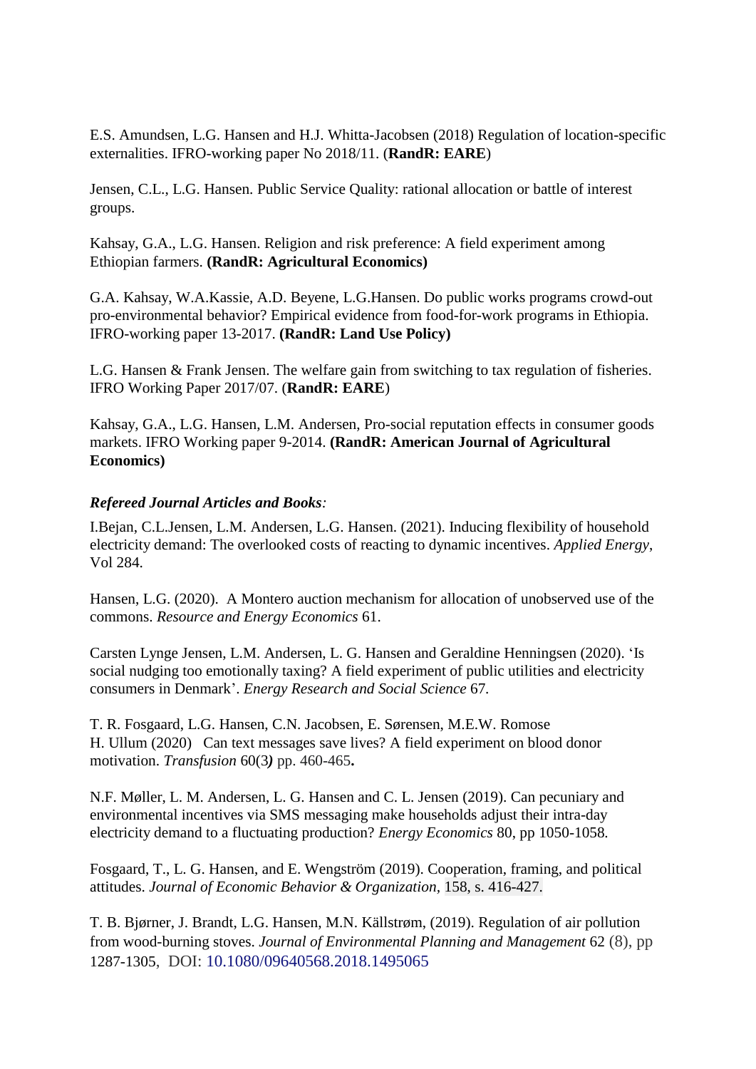E.S. Amundsen, L.G. Hansen and H.J. Whitta-Jacobsen (2018) Regulation of location-specific externalities. IFRO-working paper No 2018/11. (**RandR: EARE**)

Jensen, C.L., L.G. Hansen. Public Service Quality: rational allocation or battle of interest groups.

Kahsay, G.A., L.G. Hansen. Religion and risk preference: A field experiment among Ethiopian farmers. **(RandR: Agricultural Economics)**

G.A. Kahsay, W.A.Kassie, A.D. Beyene, L.G.Hansen. Do public works programs crowd-out pro-environmental behavior? Empirical evidence from food-for-work programs in Ethiopia. IFRO-working paper 13-2017. **(RandR: Land Use Policy)**

L.G. Hansen & Frank Jensen. The welfare gain from switching to tax regulation of fisheries. IFRO Working Paper 2017/07. (**RandR: EARE**)

Kahsay, G.A., L.G. Hansen, L.M. Andersen, Pro-social reputation effects in consumer goods markets. IFRO Working paper 9-2014. **(RandR: American Journal of Agricultural Economics)**

***Refereed Journal Articles and Books****:*

I.Bejan, C.L.Jensen, L.M. Andersen, L.G. Hansen. (2021). Inducing flexibility of household electricity demand: The overlooked costs of reacting to dynamic incentives. *Applied Energy*, Vol 284.

Hansen, L.G. (2020). A Montero auction mechanism for allocation of unobserved use of the commons. *Resource and Energy Economics* 61.

Carsten Lynge Jensen, L.M. Andersen, L. G. Hansen and Geraldine Henningsen (2020). 'Is social nudging too emotionally taxing? A field experiment of public utilities and electricity consumers in Denmark'. *Energy Research and Social Science* 67.

T. R. Fosgaard, L.G. Hansen, C.N. Jacobsen, E. Sørensen, M.E.W. Romose
H. Ullum (2020) Can text messages save lives? A field experiment on blood donor motivation. *Transfusion* 60(3***)*** pp. 460-465**.**

N.F. Møller, L. M. Andersen, L. G. Hansen and C. L. Jensen (2019). Can pecuniary and environmental incentives via SMS messaging make households adjust their intra-day electricity demand to a fluctuating production? *Energy Economics* 80, pp 1050-1058.

Fosgaard, T., L. G. Hansen, and E. Wengström (2019). Cooperation, framing, and political attitudes. *Journal of Economic Behavior & Organization*, 158, s. 416-427.

T. B. Bjørner, J. Brandt, L.G. Hansen, M.N. Källstrøm, (2019). Regulation of air pollution from wood-burning stoves. *Journal of Environmental Planning and Management* 62 (8), pp 1287-1305, DOI: 10.1080/09640568.2018.1495065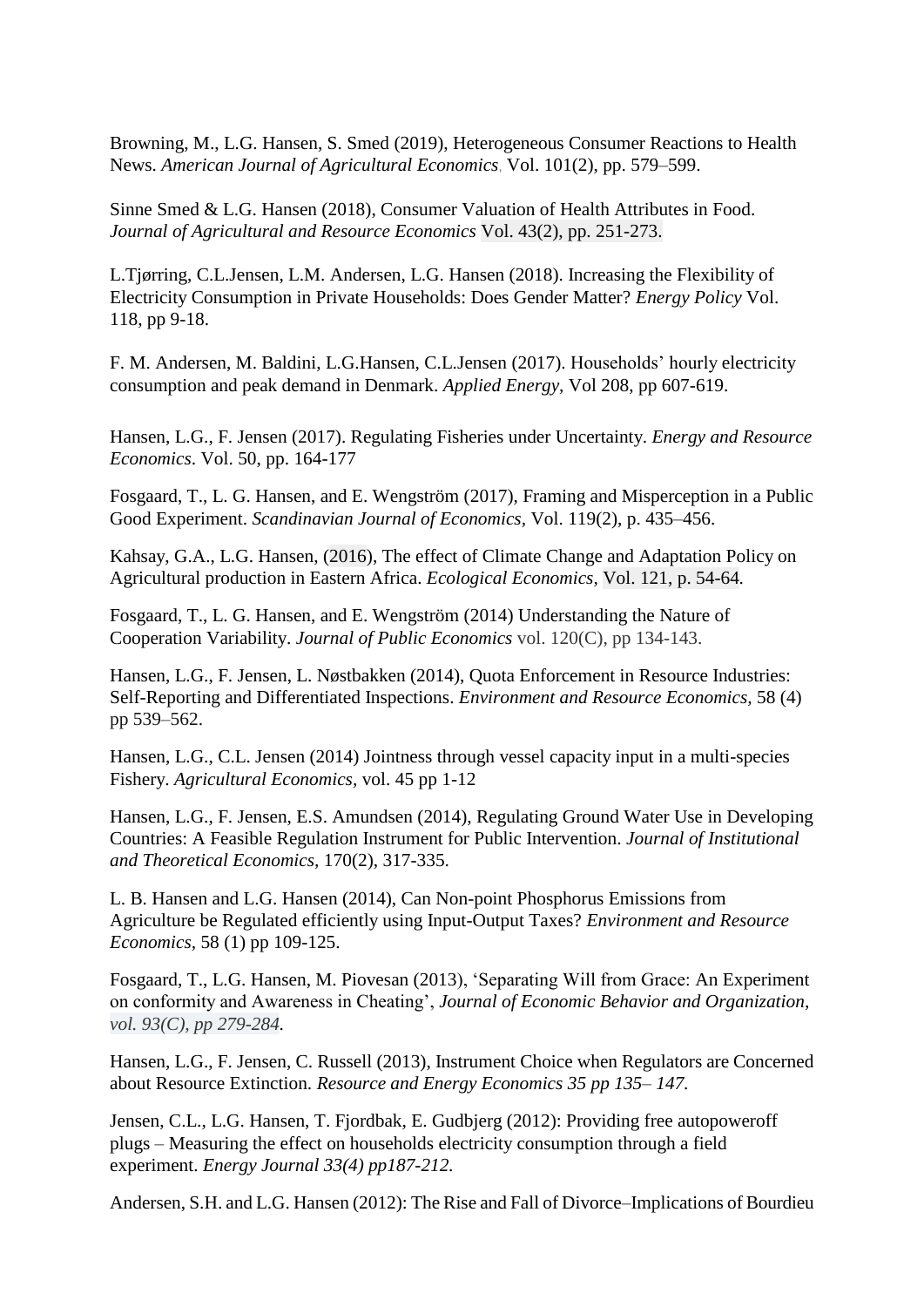Browning, M., L.G. Hansen, S. Smed (2019), Heterogeneous Consumer Reactions to Health News. *American Journal of Agricultural Economics*, Vol. 101(2), pp. 579–599.

Sinne Smed & L.G. Hansen (2018), Consumer Valuation of Health Attributes in Food. *Journal of Agricultural and Resource Economics* Vol. 43(2), pp. 251-273.

L.Tjørring, C.L.Jensen, L.M. Andersen, L.G. Hansen (2018). Increasing the Flexibility of Electricity Consumption in Private Households: Does Gender Matter? *Energy Policy* Vol. 118, pp 9-18.

F. M. Andersen, M. Baldini, L.G.Hansen, C.L.Jensen (2017). Households' hourly electricity consumption and peak demand in Denmark. *Applied Energy*, Vol 208, pp 607-619.

Hansen, L.G., F. Jensen (2017). Regulating Fisheries under Uncertainty. *Energy and Resource Economics*. Vol. 50, pp. 164-177

Fosgaard, T., L. G. Hansen, and E. Wengström (2017), Framing and Misperception in a Public Good Experiment. *Scandinavian Journal of Economics*, Vol. 119(2), p. 435–456.

Kahsay, G.A., L.G. Hansen, (2016), The effect of Climate Change and Adaptation Policy on Agricultural production in Eastern Africa. *Ecological Economics*, Vol. 121, p. 54-64.

Fosgaard, T., L. G. Hansen, and E. Wengström (2014) Understanding the Nature of Cooperation Variability. *Journal of Public Economics* vol. 120(C), pp 134-143.

Hansen, L.G., F. Jensen, L. Nøstbakken (2014), Quota Enforcement in Resource Industries: Self-Reporting and Differentiated Inspections. *Environment and Resource Economics*, 58 (4) pp 539–562.

Hansen, L.G., C.L. Jensen (2014) Jointness through vessel capacity input in a multi-species Fishery. *Agricultural Economics*, vol. 45 pp 1-12

Hansen, L.G., F. Jensen, E.S. Amundsen (2014), Regulating Ground Water Use in Developing Countries: A Feasible Regulation Instrument for Public Intervention. *Journal of Institutional and Theoretical Economics*, 170(2), 317-335.

L. B. Hansen and L.G. Hansen (2014), Can Non-point Phosphorus Emissions from Agriculture be Regulated efficiently using Input-Output Taxes? *Environment and Resource Economics*, 58 (1) pp 109-125.

Fosgaard, T., L.G. Hansen, M. Piovesan (2013), 'Separating Will from Grace: An Experiment on conformity and Awareness in Cheating', *Journal of Economic Behavior and Organization, vol. 93(C), pp 279-284.*

Hansen, L.G., F. Jensen, C. Russell (2013), Instrument Choice when Regulators are Concerned about Resource Extinction. *Resource and Energy Economics 35 pp 135– 147.*

Jensen, C.L., L.G. Hansen, T. Fjordbak, E. Gudbjerg (2012): Providing free autopoweroff plugs – Measuring the effect on households electricity consumption through a field experiment. *Energy Journal 33(4) pp187-212.*

Andersen, S.H. and L.G. Hansen (2012): The Rise and Fall of Divorce–Implications of Bourdieu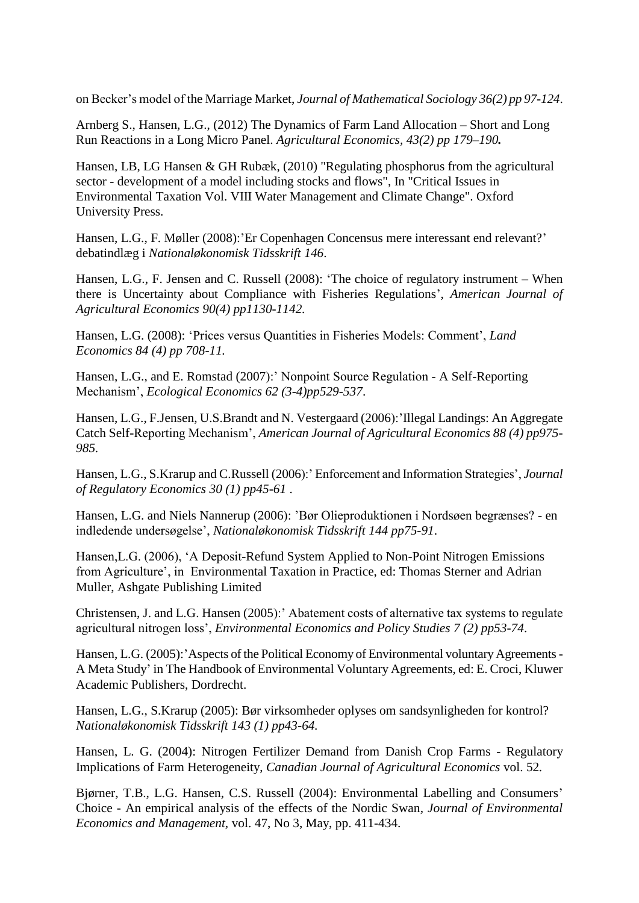on Becker's model of the Marriage Market, *Journal of Mathematical Sociology 36(2) pp 97-124*.

Arnberg S., Hansen, L.G., (2012) The Dynamics of Farm Land Allocation – Short and Long Run Reactions in a Long Micro Panel. *Agricultural Economics, 43(2) pp 179–190.*

Hansen, LB, LG Hansen & GH Rubæk, (2010) "Regulating phosphorus from the agricultural sector - development of a model including stocks and flows", In "Critical Issues in Environmental Taxation Vol. VIII Water Management and Climate Change". Oxford University Press.

Hansen, L.G., F. Møller (2008):'Er Copenhagen Concensus mere interessant end relevant?' debatindlæg i *Nationaløkonomisk Tidsskrift 146*.

Hansen, L.G., F. Jensen and C. Russell (2008): 'The choice of regulatory instrument – When there is Uncertainty about Compliance with Fisheries Regulations', *American Journal of Agricultural Economics 90(4) pp1130-1142.*

Hansen, L.G. (2008): 'Prices versus Quantities in Fisheries Models: Comment', *Land Economics 84 (4) pp 708-11.*

Hansen, L.G., and E. Romstad (2007):' Nonpoint Source Regulation - A Self-Reporting Mechanism', *Ecological Economics 62 (3-4)pp529-537*.

Hansen, L.G., F.Jensen, U.S.Brandt and N. Vestergaard (2006):'Illegal Landings: An Aggregate Catch Self-Reporting Mechanism', *American Journal of Agricultural Economics 88 (4) pp975-985.*

Hansen, L.G., S.Krarup and C.Russell (2006):' Enforcement and Information Strategies', *Journal of Regulatory Economics 30 (1) pp45-61* .

Hansen, L.G. and Niels Nannerup (2006): 'Bør Olieproduktionen i Nordsøen begrænses? - en indledende undersøgelse', *Nationaløkonomisk Tidsskrift 144 pp75-91*.

Hansen,L.G. (2006), 'A Deposit-Refund System Applied to Non-Point Nitrogen Emissions from Agriculture', in Environmental Taxation in Practice, ed: Thomas Sterner and Adrian Muller, Ashgate Publishing Limited

Christensen, J. and L.G. Hansen (2005):' Abatement costs of alternative tax systems to regulate agricultural nitrogen loss', *Environmental Economics and Policy Studies 7 (2) pp53-74*.

Hansen, L.G. (2005):'Aspects of the Political Economy of Environmental voluntary Agreements - A Meta Study' in The Handbook of Environmental Voluntary Agreements, ed: E. Croci, Kluwer Academic Publishers, Dordrecht.

Hansen, L.G., S.Krarup (2005): Bør virksomheder oplyses om sandsynligheden for kontrol? *Nationaløkonomisk Tidsskrift 143 (1) pp43-64.*

Hansen, L. G. (2004): Nitrogen Fertilizer Demand from Danish Crop Farms - Regulatory Implications of Farm Heterogeneity, *Canadian Journal of Agricultural Economics* vol. 52.

Bjørner, T.B., L.G. Hansen, C.S. Russell (2004): Environmental Labelling and Consumers' Choice - An empirical analysis of the effects of the Nordic Swan, *Journal of Environmental Economics and Management*, vol. 47, No 3, May, pp. 411-434.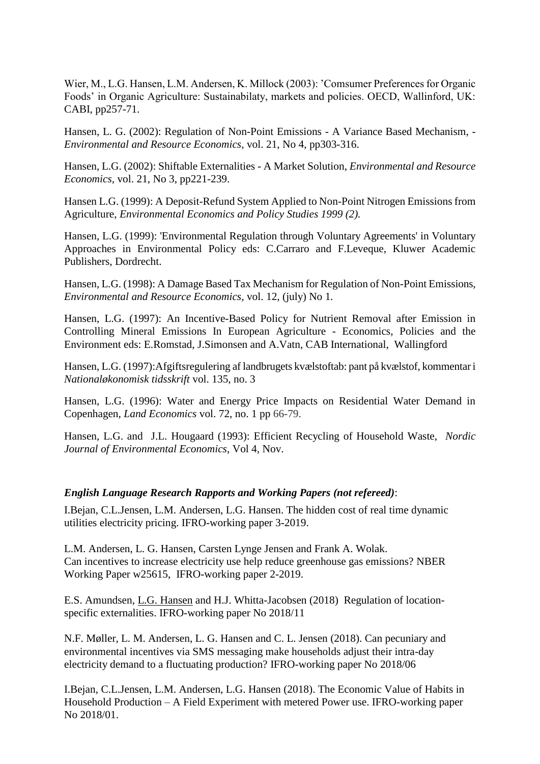Wier, M., L.G. Hansen, L.M. Andersen, K. Millock (2003): 'Comsumer Preferences for Organic Foods' in Organic Agriculture: Sustainabilaty, markets and policies. OECD, Wallinford, UK: CABI, pp257-71.

Hansen, L. G. (2002): Regulation of Non-Point Emissions - A Variance Based Mechanism, - *Environmental and Resource Economics,* vol. 21, No 4, pp303-316.

Hansen, L.G. (2002): Shiftable Externalities - A Market Solution, *Environmental and Resource Economics,* vol. 21, No 3, pp221-239.

Hansen L.G. (1999): A Deposit-Refund System Applied to Non-Point Nitrogen Emissions from Agriculture, *Environmental Economics and Policy Studies 1999 (2).*

Hansen, L.G. (1999): 'Environmental Regulation through Voluntary Agreements' in Voluntary Approaches in Environmental Policy eds: C.Carraro and F.Leveque, Kluwer Academic Publishers, Dordrecht.

Hansen, L.G. (1998): A Damage Based Tax Mechanism for Regulation of Non-Point Emissions, *Environmental and Resource Economics,* vol. 12, (july) No 1.

Hansen, L.G. (1997): An Incentive-Based Policy for Nutrient Removal after Emission in Controlling Mineral Emissions In European Agriculture - Economics, Policies and the Environment eds: E.Romstad, J.Simonsen and A.Vatn, CAB International, Wallingford

Hansen, L.G. (1997):Afgiftsregulering af landbrugets kvælstoftab: pant på kvælstof, kommentar i *Nationaløkonomisk tidsskrift* vol. 135, no. 3

Hansen, L.G. (1996): Water and Energy Price Impacts on Residential Water Demand in Copenhagen, *Land Economics* vol. 72, no. 1 pp 66-79.

Hansen, L.G. and J.L. Hougaard (1993): Efficient Recycling of Household Waste, *Nordic Journal of Environmental Economics,* Vol 4, Nov.

***English Language Research Rapports and Working Papers (not refereed)***:

I.Bejan, C.L.Jensen, L.M. Andersen, L.G. Hansen. The hidden cost of real time dynamic utilities electricity pricing. IFRO-working paper 3-2019.

L.M. Andersen, L. G. Hansen, Carsten Lynge Jensen and Frank A. Wolak.
Can incentives to increase electricity use help reduce greenhouse gas emissions? NBER Working Paper w25615, IFRO-working paper 2-2019.

E.S. Amundsen, L.G. Hansen and H.J. Whitta-Jacobsen (2018) Regulation of location-specific externalities. IFRO-working paper No 2018/11

N.F. Møller, L. M. Andersen, L. G. Hansen and C. L. Jensen (2018). Can pecuniary and environmental incentives via SMS messaging make households adjust their intra-day electricity demand to a fluctuating production? IFRO-working paper No 2018/06

I.Bejan, C.L.Jensen, L.M. Andersen, L.G. Hansen (2018). The Economic Value of Habits in Household Production – A Field Experiment with metered Power use. IFRO-working paper No 2018/01.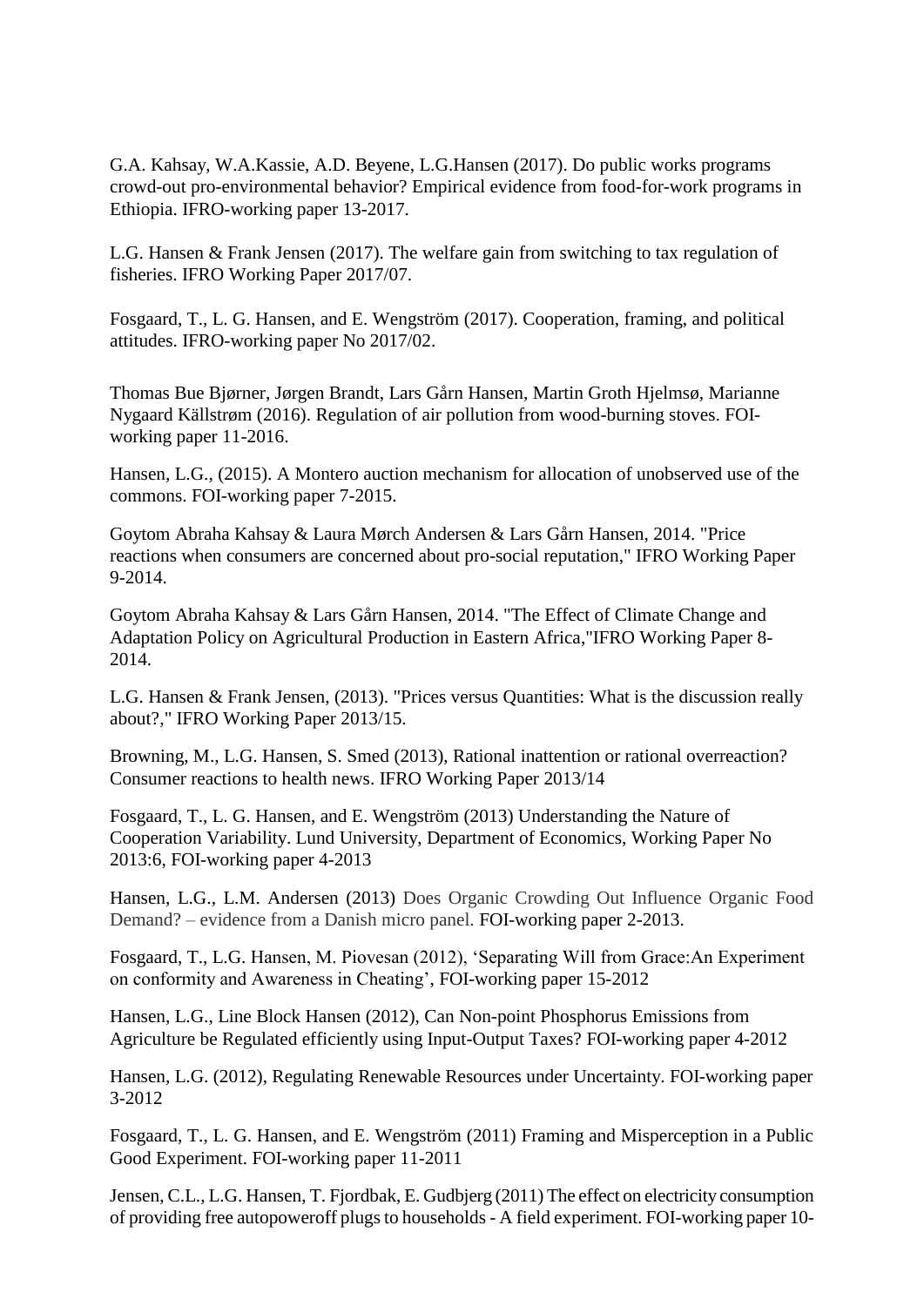G.A. Kahsay, W.A.Kassie, A.D. Beyene, L.G.Hansen (2017). Do public works programs crowd-out pro-environmental behavior? Empirical evidence from food-for-work programs in Ethiopia. IFRO-working paper 13-2017.

L.G. Hansen & Frank Jensen (2017). The welfare gain from switching to tax regulation of fisheries. IFRO Working Paper 2017/07.

Fosgaard, T., L. G. Hansen, and E. Wengström (2017). Cooperation, framing, and political attitudes. IFRO-working paper No 2017/02.

Thomas Bue Bjørner, Jørgen Brandt, Lars Gårn Hansen, Martin Groth Hjelmsø, Marianne Nygaard Källstrøm (2016). Regulation of air pollution from wood-burning stoves. FOI-working paper 11-2016.

Hansen, L.G., (2015). A Montero auction mechanism for allocation of unobserved use of the commons. FOI-working paper 7-2015.

Goytom Abraha Kahsay & Laura Mørch Andersen & Lars Gårn Hansen, 2014. "Price reactions when consumers are concerned about pro-social reputation," IFRO Working Paper 9-2014.

Goytom Abraha Kahsay & Lars Gårn Hansen, 2014. "The Effect of Climate Change and Adaptation Policy on Agricultural Production in Eastern Africa,"IFRO Working Paper 8-2014.

L.G. Hansen & Frank Jensen, (2013). "Prices versus Quantities: What is the discussion really about?," IFRO Working Paper 2013/15.

Browning, M., L.G. Hansen, S. Smed (2013), Rational inattention or rational overreaction? Consumer reactions to health news. IFRO Working Paper 2013/14

Fosgaard, T., L. G. Hansen, and E. Wengström (2013) Understanding the Nature of Cooperation Variability. Lund University, Department of Economics, Working Paper No 2013:6, FOI-working paper 4-2013

Hansen, L.G., L.M. Andersen (2013) Does Organic Crowding Out Influence Organic Food Demand? – evidence from a Danish micro panel. FOI-working paper 2-2013.

Fosgaard, T., L.G. Hansen, M. Piovesan (2012), 'Separating Will from Grace:An Experiment on conformity and Awareness in Cheating', FOI-working paper 15-2012

Hansen, L.G., Line Block Hansen (2012), Can Non-point Phosphorus Emissions from Agriculture be Regulated efficiently using Input-Output Taxes? FOI-working paper 4-2012

Hansen, L.G. (2012), Regulating Renewable Resources under Uncertainty. FOI-working paper 3-2012

Fosgaard, T., L. G. Hansen, and E. Wengström (2011) Framing and Misperception in a Public Good Experiment. FOI-working paper 11-2011

Jensen, C.L., L.G. Hansen, T. Fjordbak, E. Gudbjerg (2011) The effect on electricity consumption of providing free autopoweroff plugs to households - A field experiment. FOI-working paper 10-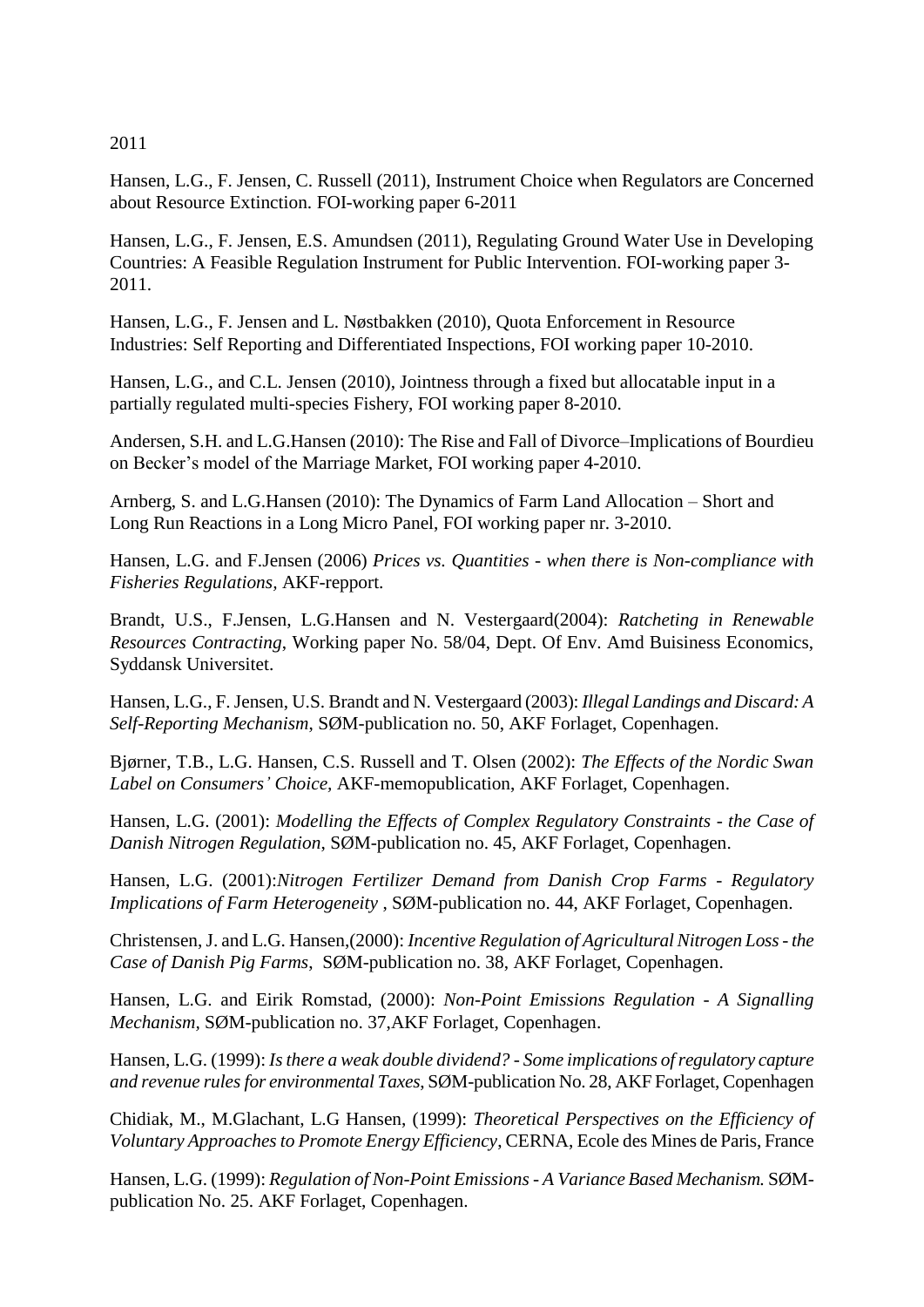2011

Hansen, L.G., F. Jensen, C. Russell (2011), Instrument Choice when Regulators are Concerned about Resource Extinction. FOI-working paper 6-2011

Hansen, L.G., F. Jensen, E.S. Amundsen (2011), Regulating Ground Water Use in Developing Countries: A Feasible Regulation Instrument for Public Intervention. FOI-working paper 3-2011.

Hansen, L.G., F. Jensen and L. Nøstbakken (2010), Quota Enforcement in Resource Industries: Self Reporting and Differentiated Inspections, FOI working paper 10-2010.

Hansen, L.G., and C.L. Jensen (2010), Jointness through a fixed but allocatable input in a partially regulated multi-species Fishery, FOI working paper 8-2010.

Andersen, S.H. and L.G.Hansen (2010): The Rise and Fall of Divorce–Implications of Bourdieu on Becker's model of the Marriage Market, FOI working paper 4-2010.

Arnberg, S. and L.G.Hansen (2010): The Dynamics of Farm Land Allocation – Short and Long Run Reactions in a Long Micro Panel, FOI working paper nr. 3-2010.

Hansen, L.G. and F.Jensen (2006) *Prices vs. Quantities - when there is Non-compliance with Fisheries Regulations,* AKF-repport.

Brandt, U.S., F.Jensen, L.G.Hansen and N. Vestergaard(2004): *Ratcheting in Renewable Resources Contracting*, Working paper No. 58/04, Dept. Of Env. Amd Buisiness Economics, Syddansk Universitet.

Hansen, L.G., F. Jensen, U.S. Brandt and N. Vestergaard (2003): *Illegal Landings and Discard: A Self-Reporting Mechanism*, SØM-publication no. 50, AKF Forlaget, Copenhagen.

Bjørner, T.B., L.G. Hansen, C.S. Russell and T. Olsen (2002): *The Effects of the Nordic Swan Label on Consumers' Choice,* AKF-memopublication, AKF Forlaget, Copenhagen.

Hansen, L.G. (2001): *Modelling the Effects of Complex Regulatory Constraints - the Case of Danish Nitrogen Regulation*, SØM-publication no. 45, AKF Forlaget, Copenhagen.

Hansen, L.G. (2001):*Nitrogen Fertilizer Demand from Danish Crop Farms - Regulatory Implications of Farm Heterogeneity* , SØM-publication no. 44, AKF Forlaget, Copenhagen.

Christensen, J. and L.G. Hansen,(2000): *Incentive Regulation of Agricultural Nitrogen Loss - the Case of Danish Pig Farms*, SØM-publication no. 38, AKF Forlaget, Copenhagen.

Hansen, L.G. and Eirik Romstad, (2000): *Non-Point Emissions Regulation - A Signalling Mechanism,* SØM-publication no. 37,AKF Forlaget, Copenhagen.

Hansen, L.G. (1999): *Is there a weak double dividend? - Some implications of regulatory capture and revenue rules for environmental Taxes,* SØM-publication No. 28, AKF Forlaget, Copenhagen

Chidiak, M., M.Glachant, L.G Hansen, (1999): *Theoretical Perspectives on the Efficiency of Voluntary Approaches to Promote Energy Efficiency*, CERNA, Ecole des Mines de Paris, France

Hansen, L.G. (1999): *Regulation of Non-Point Emissions - A Variance Based Mechanism.* SØM-publication No. 25. AKF Forlaget, Copenhagen.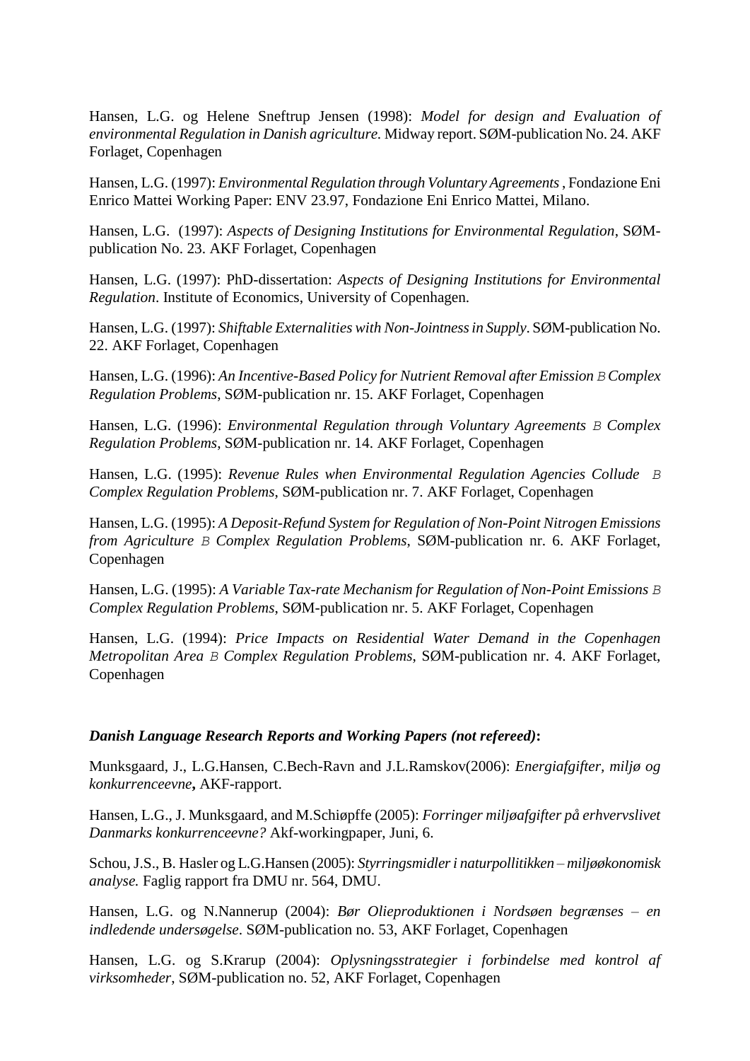Hansen, L.G. og Helene Sneftrup Jensen (1998): *Model for design and Evaluation of environmental Regulation in Danish agriculture.* Midway report. SØM-publication No. 24. AKF Forlaget, Copenhagen

Hansen, L.G. (1997): *Environmental Regulation through Voluntary Agreements ,* Fondazione Eni Enrico Mattei Working Paper: ENV 23.97, Fondazione Eni Enrico Mattei, Milano.

Hansen, L.G. (1997): *Aspects of Designing Institutions for Environmental Regulation*, SØM-publication No. 23. AKF Forlaget, Copenhagen

Hansen, L.G. (1997): PhD-dissertation: *Aspects of Designing Institutions for Environmental Regulation*. Institute of Economics, University of Copenhagen.

Hansen, L.G. (1997): *Shiftable Externalities with Non-Jointness in Supply*. SØM-publication No. 22. AKF Forlaget, Copenhagen

Hansen, L.G. (1996): *An Incentive-Based Policy for Nutrient Removal after Emission B Complex Regulation Problems,* SØM-publication nr. 15. AKF Forlaget, Copenhagen

Hansen, L.G. (1996): *Environmental Regulation through Voluntary Agreements B Complex Regulation Problems*, SØM-publication nr. 14. AKF Forlaget, Copenhagen

Hansen, L.G. (1995): *Revenue Rules when Environmental Regulation Agencies Collude B Complex Regulation Problems*, SØM-publication nr. 7. AKF Forlaget, Copenhagen

Hansen, L.G. (1995): *A Deposit-Refund System for Regulation of Non-Point Nitrogen Emissions from Agriculture B Complex Regulation Problems*, SØM-publication nr. 6. AKF Forlaget, Copenhagen

Hansen, L.G. (1995): *A Variable Tax-rate Mechanism for Regulation of Non-Point Emissions B Complex Regulation Problems*, SØM-publication nr. 5. AKF Forlaget, Copenhagen

Hansen, L.G. (1994): *Price Impacts on Residential Water Demand in the Copenhagen Metropolitan Area B Complex Regulation Problems*, SØM-publication nr. 4. AKF Forlaget, Copenhagen

***Danish Language Research Reports and Working Papers (not refereed)*:**

Munksgaard, J., L.G.Hansen, C.Bech-Ravn and J.L.Ramskov(2006): *Energiafgifter, miljø og konkurrenceevne***,** AKF-rapport.

Hansen, L.G., J. Munksgaard, and M.Schiøpffe (2005): *Forringer miljøafgifter på erhvervslivet Danmarks konkurrenceevne?* Akf-workingpaper, Juni, 6.

Schou, J.S., B. Hasler og L.G.Hansen (2005): *Styrringsmidler i naturpollitikken – miljøøkonomisk analyse.* Faglig rapport fra DMU nr. 564, DMU.

Hansen, L.G. og N.Nannerup (2004): *Bør Olieproduktionen i Nordsøen begrænses – en indledende undersøgelse*. SØM-publication no. 53, AKF Forlaget, Copenhagen

Hansen, L.G. og S.Krarup (2004): *Oplysningsstrategier i forbindelse med kontrol af virksomheder*, SØM-publication no. 52, AKF Forlaget, Copenhagen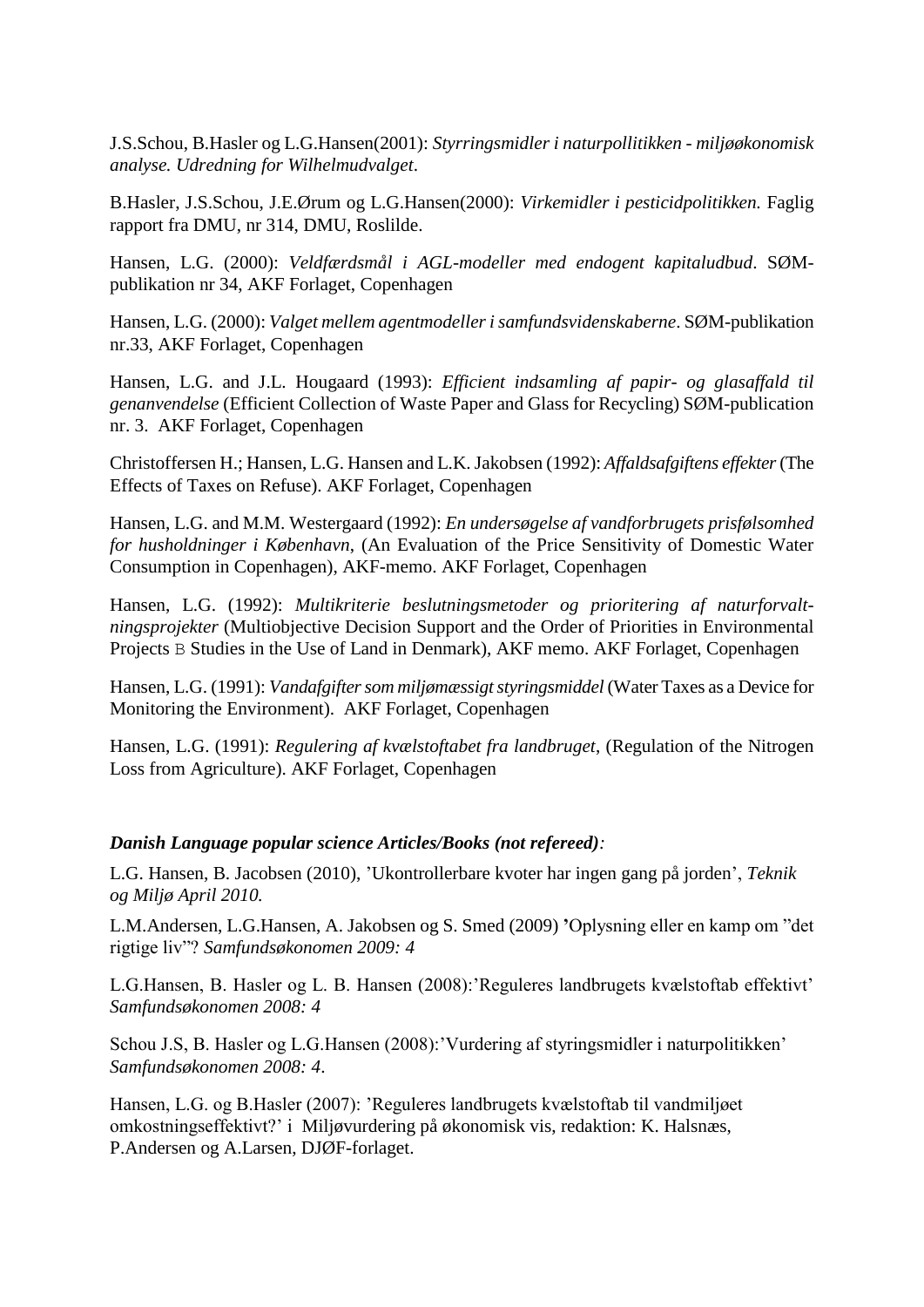J.S.Schou, B.Hasler og L.G.Hansen(2001): *Styrringsmidler i naturpollitikken - miljøøkonomisk analyse. Udredning for Wilhelmudvalget*.

B.Hasler, J.S.Schou, J.E.Ørum og L.G.Hansen(2000): *Virkemidler i pesticidpolitikken.* Faglig rapport fra DMU, nr 314, DMU, Roslilde.

Hansen, L.G. (2000): *Veldfærdsmål i AGL-modeller med endogent kapitaludbud*. SØM-publikation nr 34, AKF Forlaget, Copenhagen

Hansen, L.G. (2000): *Valget mellem agentmodeller i samfundsvidenskaberne*. SØM-publikation nr.33, AKF Forlaget, Copenhagen

Hansen, L.G. and J.L. Hougaard (1993): *Efficient indsamling af papir- og glasaffald til genanvendelse* (Efficient Collection of Waste Paper and Glass for Recycling) SØM-publication nr. 3. AKF Forlaget, Copenhagen

Christoffersen H.; Hansen, L.G. Hansen and L.K. Jakobsen (1992): *Affaldsafgiftens effekter* (The Effects of Taxes on Refuse). AKF Forlaget, Copenhagen

Hansen, L.G. and M.M. Westergaard (1992): *En undersøgelse af vandforbrugets prisfølsomhed for husholdninger i København*, (An Evaluation of the Price Sensitivity of Domestic Water Consumption in Copenhagen), AKF-memo. AKF Forlaget, Copenhagen

Hansen, L.G. (1992): *Multikriterie beslutningsmetoder og prioritering af naturforvalt-ningsprojekter* (Multiobjective Decision Support and the Order of Priorities in Environmental Projects B Studies in the Use of Land in Denmark), AKF memo. AKF Forlaget, Copenhagen

Hansen, L.G. (1991): *Vandafgifter som miljømæssigt styringsmiddel* (Water Taxes as a Device for Monitoring the Environment). AKF Forlaget, Copenhagen

Hansen, L.G. (1991): *Regulering af kvælstoftabet fra landbruget*, (Regulation of the Nitrogen Loss from Agriculture). AKF Forlaget, Copenhagen

***Danish Language popular science Articles/Books (not refereed):***

L.G. Hansen, B. Jacobsen (2010), 'Ukontrollerbare kvoter har ingen gang på jorden', *Teknik og Miljø April 2010.*

L.M.Andersen, L.G.Hansen, A. Jakobsen og S. Smed (2009) 'Oplysning eller en kamp om "det rigtige liv"? *Samfundsøkonomen 2009: 4*

L.G.Hansen, B. Hasler og L. B. Hansen (2008):'Reguleres landbrugets kvælstoftab effektivt' *Samfundsøkonomen 2008: 4*

Schou J.S, B. Hasler og L.G.Hansen (2008):'Vurdering af styringsmidler i naturpolitikken' *Samfundsøkonomen 2008: 4*.

Hansen, L.G. og B.Hasler (2007): 'Reguleres landbrugets kvælstoftab til vandmiljøet omkostningseffektivt?' i Miljøvurdering på økonomisk vis, redaktion: K. Halsnæs, P.Andersen og A.Larsen, DJØF-forlaget.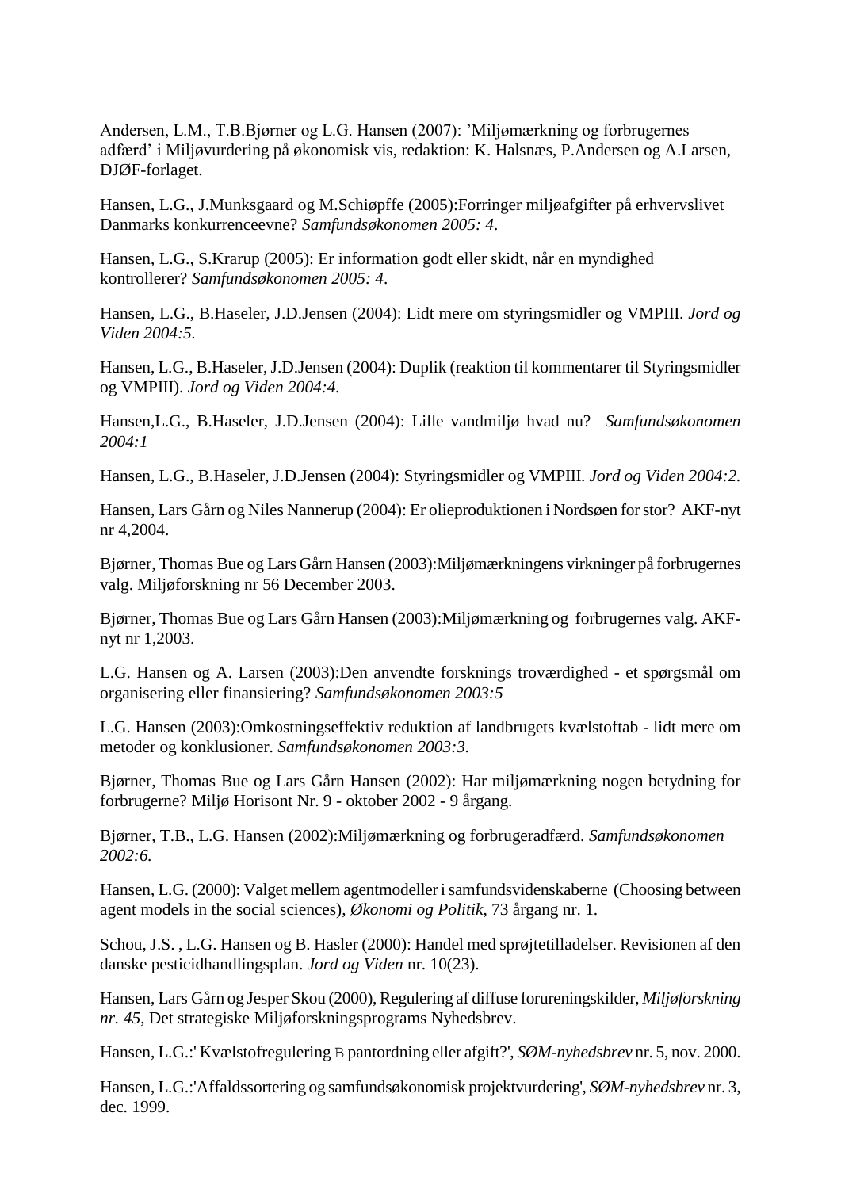Andersen, L.M., T.B.Bjørner og L.G. Hansen (2007): 'Miljømærkning og forbrugernes adfærd' i Miljøvurdering på økonomisk vis, redaktion: K. Halsnæs, P.Andersen og A.Larsen, DJØF-forlaget.

Hansen, L.G., J.Munksgaard og M.Schiøpffe (2005):Forringer miljøafgifter på erhvervslivet Danmarks konkurrenceevne? *Samfundsøkonomen 2005: 4*.

Hansen, L.G., S.Krarup (2005): Er information godt eller skidt, når en myndighed kontrollerer? *Samfundsøkonomen 2005: 4*.

Hansen, L.G., B.Haseler, J.D.Jensen (2004): Lidt mere om styringsmidler og VMPIII. *Jord og Viden 2004:5*.

Hansen, L.G., B.Haseler, J.D.Jensen (2004): Duplik (reaktion til kommentarer til Styringsmidler og VMPIII). *Jord og Viden 2004:4*.

Hansen,L.G., B.Haseler, J.D.Jensen (2004): Lille vandmiljø hvad nu? *Samfundsøkonomen 2004:1*

Hansen, L.G., B.Haseler, J.D.Jensen (2004): Styringsmidler og VMPIII. *Jord og Viden 2004:2*.

Hansen, Lars Gårn og Niles Nannerup (2004): Er olieproduktionen i Nordsøen for stor? AKF-nyt nr 4,2004.

Bjørner, Thomas Bue og Lars Gårn Hansen (2003):Miljømærkningens virkninger på forbrugernes valg. Miljøforskning nr 56 December 2003.

Bjørner, Thomas Bue og Lars Gårn Hansen (2003):Miljømærkning og forbrugernes valg. AKF-nyt nr 1,2003.

L.G. Hansen og A. Larsen (2003):Den anvendte forsknings troværdighed - et spørgsmål om organisering eller finansiering? *Samfundsøkonomen 2003:5*

L.G. Hansen (2003):Omkostningseffektiv reduktion af landbrugets kvælstoftab - lidt mere om metoder og konklusioner. *Samfundsøkonomen 2003:3*.

Bjørner, Thomas Bue og Lars Gårn Hansen (2002): Har miljømærkning nogen betydning for forbrugerne? Miljø Horisont Nr. 9 - oktober 2002 - 9 årgang.

Bjørner, T.B., L.G. Hansen (2002):Miljømærkning og forbrugeradfærd. *Samfundsøkonomen 2002:6*.

Hansen, L.G. (2000): Valget mellem agentmodeller i samfundsvidenskaberne (Choosing between agent models in the social sciences), *Økonomi og Politik*, 73 årgang nr. 1.

Schou, J.S. , L.G. Hansen og B. Hasler (2000): Handel med sprøjtetilladelser. Revisionen af den danske pesticidhandlingsplan. *Jord og Viden* nr. 10(23).

Hansen, Lars Gårn og Jesper Skou (2000), Regulering af diffuse forureningskilder, *Miljøforskning nr. 45*, Det strategiske Miljøforskningsprograms Nyhedsbrev.

Hansen, L.G.:' Kvælstofregulering B pantordning eller afgift?', *SØM-nyhedsbrev* nr. 5, nov. 2000.

Hansen, L.G.:'Affaldssortering og samfundsøkonomisk projektvurdering', *SØM-nyhedsbrev* nr. 3, dec. 1999.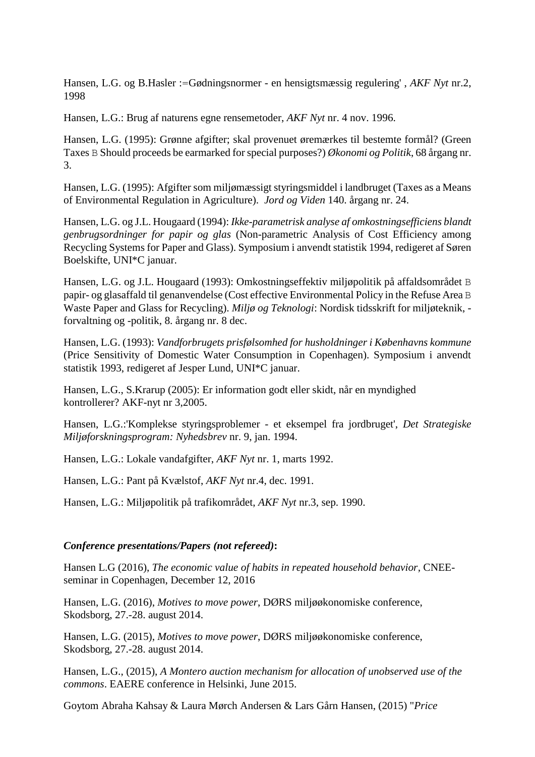Hansen, L.G. og B.Hasler :=Gødningsnormer - en hensigtsmæssig regulering' , *AKF Nyt* nr.2, 1998

Hansen, L.G.: Brug af naturens egne rensemetoder, *AKF Nyt* nr. 4 nov. 1996.

Hansen, L.G. (1995): Grønne afgifter; skal provenuet øremærkes til bestemte formål? (Green Taxes B Should proceeds be earmarked for special purposes?) *Økonomi og Politik*, 68 årgang nr. 3.

Hansen, L.G. (1995): Afgifter som miljømæssigt styringsmiddel i landbruget (Taxes as a Means of Environmental Regulation in Agriculture). *Jord og Viden* 140. årgang nr. 24.

Hansen, L.G. og J.L. Hougaard (1994): *Ikke-parametrisk analyse af omkostningsefficiens blandt genbrugsordninger for papir og glas* (Non-parametric Analysis of Cost Efficiency among Recycling Systems for Paper and Glass). Symposium i anvendt statistik 1994, redigeret af Søren Boelskifte, UNI*C januar.

Hansen, L.G. og J.L. Hougaard (1993): Omkostningseffektiv miljøpolitik på affaldsområdet B papir- og glasaffald til genanvendelse (Cost effective Environmental Policy in the Refuse Area B Waste Paper and Glass for Recycling). *Miljø og Teknologi*: Nordisk tidsskrift for miljøteknik, -forvaltning og -politik, 8. årgang nr. 8 dec.

Hansen, L.G. (1993): *Vandforbrugets prisfølsomhed for husholdninger i Københavns kommune* (Price Sensitivity of Domestic Water Consumption in Copenhagen). Symposium i anvendt statistik 1993, redigeret af Jesper Lund, UNI*C januar.

Hansen, L.G., S.Krarup (2005): Er information godt eller skidt, når en myndighed kontrollerer? AKF-nyt nr 3,2005.

Hansen, L.G.:'Komplekse styringsproblemer - et eksempel fra jordbruget', *Det Strategiske Miljøforskningsprogram: Nyhedsbrev* nr. 9, jan. 1994.

Hansen, L.G.: Lokale vandafgifter, *AKF Nyt* nr. 1, marts 1992.

Hansen, L.G.: Pant på Kvælstof, *AKF Nyt* nr.4, dec. 1991.

Hansen, L.G.: Miljøpolitik på trafikområdet, *AKF Nyt* nr.3, sep. 1990.

***Conference presentations/Papers (not refereed)*:**

Hansen L.G (2016), *The economic value of habits in repeated household behavior*, CNEE-seminar in Copenhagen, December 12, 2016

Hansen, L.G. (2016), *Motives to move power*, DØRS miljøøkonomiske conference, Skodsborg, 27.-28. august 2014.

Hansen, L.G. (2015), *Motives to move power*, DØRS miljøøkonomiske conference, Skodsborg, 27.-28. august 2014.

Hansen, L.G., (2015), *A Montero auction mechanism for allocation of unobserved use of the commons*. EAERE conference in Helsinki, June 2015.

Goytom Abraha Kahsay & Laura Mørch Andersen & Lars Gårn Hansen, (2015) "*Price*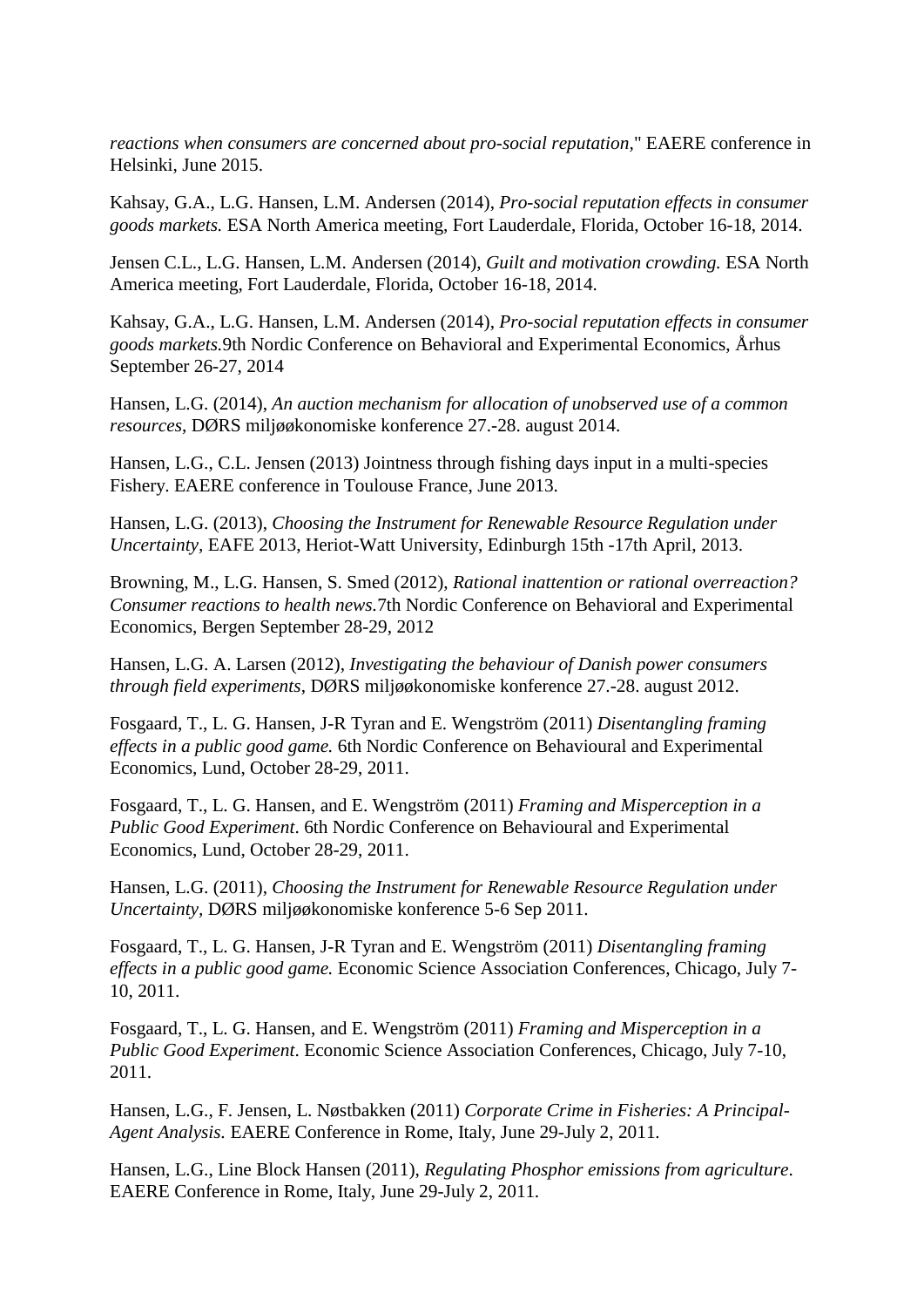*reactions when consumers are concerned about pro-social reputation,*" EAERE conference in Helsinki, June 2015.

Kahsay, G.A., L.G. Hansen, L.M. Andersen (2014), *Pro-social reputation effects in consumer goods markets.* ESA North America meeting, Fort Lauderdale, Florida, October 16-18, 2014.

Jensen C.L., L.G. Hansen, L.M. Andersen (2014), *Guilt and motivation crowding.* ESA North America meeting, Fort Lauderdale, Florida, October 16-18, 2014.

Kahsay, G.A., L.G. Hansen, L.M. Andersen (2014), *Pro-social reputation effects in consumer goods markets.*9th Nordic Conference on Behavioral and Experimental Economics, Århus September 26-27, 2014

Hansen, L.G. (2014), *An auction mechanism for allocation of unobserved use of a common resources*, DØRS miljøøkonomiske konference 27.-28. august 2014.

Hansen, L.G., C.L. Jensen (2013) Jointness through fishing days input in a multi-species Fishery. EAERE conference in Toulouse France, June 2013.

Hansen, L.G. (2013), *Choosing the Instrument for Renewable Resource Regulation under Uncertainty,* EAFE 2013, Heriot-Watt University, Edinburgh 15th -17th April, 2013.

Browning, M., L.G. Hansen, S. Smed (2012), *Rational inattention or rational overreaction? Consumer reactions to health news.*7th Nordic Conference on Behavioral and Experimental Economics, Bergen September 28-29, 2012

Hansen, L.G. A. Larsen (2012), *Investigating the behaviour of Danish power consumers through field experiments*, DØRS miljøøkonomiske konference 27.-28. august 2012.

Fosgaard, T., L. G. Hansen, J-R Tyran and E. Wengström (2011) *Disentangling framing effects in a public good game.* 6th Nordic Conference on Behavioural and Experimental Economics, Lund, October 28-29, 2011.

Fosgaard, T., L. G. Hansen, and E. Wengström (2011) *Framing and Misperception in a Public Good Experiment*. 6th Nordic Conference on Behavioural and Experimental Economics, Lund, October 28-29, 2011.

Hansen, L.G. (2011), *Choosing the Instrument for Renewable Resource Regulation under Uncertainty*, DØRS miljøøkonomiske konference 5-6 Sep 2011.

Fosgaard, T., L. G. Hansen, J-R Tyran and E. Wengström (2011) *Disentangling framing effects in a public good game.* Economic Science Association Conferences, Chicago, July 7-10, 2011.

Fosgaard, T., L. G. Hansen, and E. Wengström (2011) *Framing and Misperception in a Public Good Experiment*. Economic Science Association Conferences, Chicago, July 7-10, 2011.

Hansen, L.G., F. Jensen, L. Nøstbakken (2011) *Corporate Crime in Fisheries: A Principal-Agent Analysis.* EAERE Conference in Rome, Italy, June 29-July 2, 2011.

Hansen, L.G., Line Block Hansen (2011), *Regulating Phosphor emissions from agriculture*. EAERE Conference in Rome, Italy, June 29-July 2, 2011.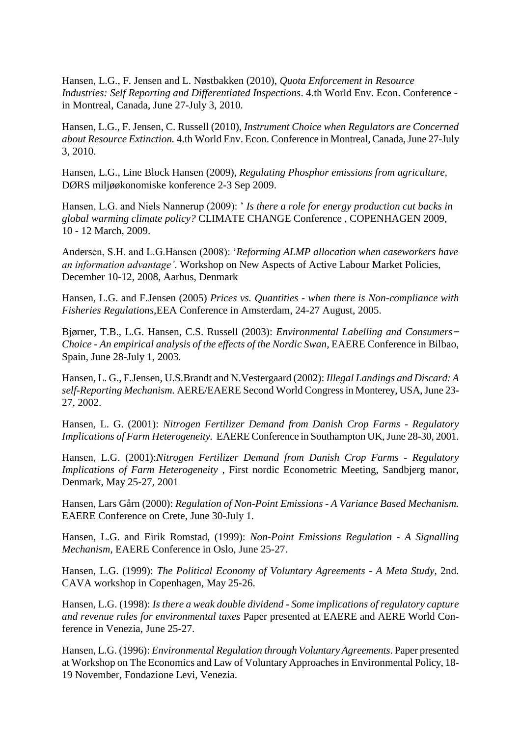Hansen, L.G., F. Jensen and L. Nøstbakken (2010), *Quota Enforcement in Resource Industries: Self Reporting and Differentiated Inspections*. 4.th World Env. Econ. Conference - in Montreal, Canada, June 27-July 3, 2010.

Hansen, L.G., F. Jensen, C. Russell (2010), *Instrument Choice when Regulators are Concerned about Resource Extinction.* 4.th World Env. Econ. Conference in Montreal, Canada, June 27-July 3, 2010.

Hansen, L.G., Line Block Hansen (2009), *Regulating Phosphor emissions from agriculture,* DØRS miljøøkonomiske konference 2-3 Sep 2009.

Hansen, L.G. and Niels Nannerup (2009): ' *Is there a role for energy production cut backs in global warming climate policy?* CLIMATE CHANGE Conference , COPENHAGEN 2009, 10 - 12 March, 2009.

Andersen, S.H. and L.G.Hansen (2008): '*Reforming ALMP allocation when caseworkers have an information advantage'*. Workshop on New Aspects of Active Labour Market Policies, December 10-12, 2008, Aarhus, Denmark

Hansen, L.G. and F.Jensen (2005) *Prices vs. Quantities - when there is Non-compliance with Fisheries Regulations,*EEA Conference in Amsterdam, 24-27 August, 2005.

Bjørner, T.B., L.G. Hansen, C.S. Russell (2003): *Environmental Labelling and Consumers= Choice - An empirical analysis of the effects of the Nordic Swan,* EAERE Conference in Bilbao, Spain, June 28-July 1, 2003.

Hansen, L. G., F.Jensen, U.S.Brandt and N.Vestergaard (2002): *Illegal Landings and Discard: A self-Reporting Mechanism.* AERE/EAERE Second World Congress in Monterey, USA, June 23-27, 2002.

Hansen, L. G. (2001): *Nitrogen Fertilizer Demand from Danish Crop Farms - Regulatory Implications of Farm Heterogeneity.* EAERE Conference in Southampton UK, June 28-30, 2001.

Hansen, L.G. (2001):*Nitrogen Fertilizer Demand from Danish Crop Farms - Regulatory Implications of Farm Heterogeneity* , First nordic Econometric Meeting, Sandbjerg manor, Denmark, May 25-27, 2001

Hansen, Lars Gårn (2000): *Regulation of Non-Point Emissions - A Variance Based Mechanism.* EAERE Conference on Crete, June 30-July 1.

Hansen, L.G. and Eirik Romstad, (1999): *Non-Point Emissions Regulation - A Signalling Mechanism,* EAERE Conference in Oslo, June 25-27.

Hansen, L.G. (1999): *The Political Economy of Voluntary Agreements - A Meta Study*, 2nd. CAVA workshop in Copenhagen, May 25-26.

Hansen, L.G. (1998): *Is there a weak double dividend - Some implications of regulatory capture and revenue rules for environmental taxes* Paper presented at EAERE and AERE World Conference in Venezia, June 25-27.

Hansen, L.G. (1996): *Environmental Regulation through Voluntary Agreements*. Paper presented at Workshop on The Economics and Law of Voluntary Approaches in Environmental Policy, 18-19 November, Fondazione Levi, Venezia.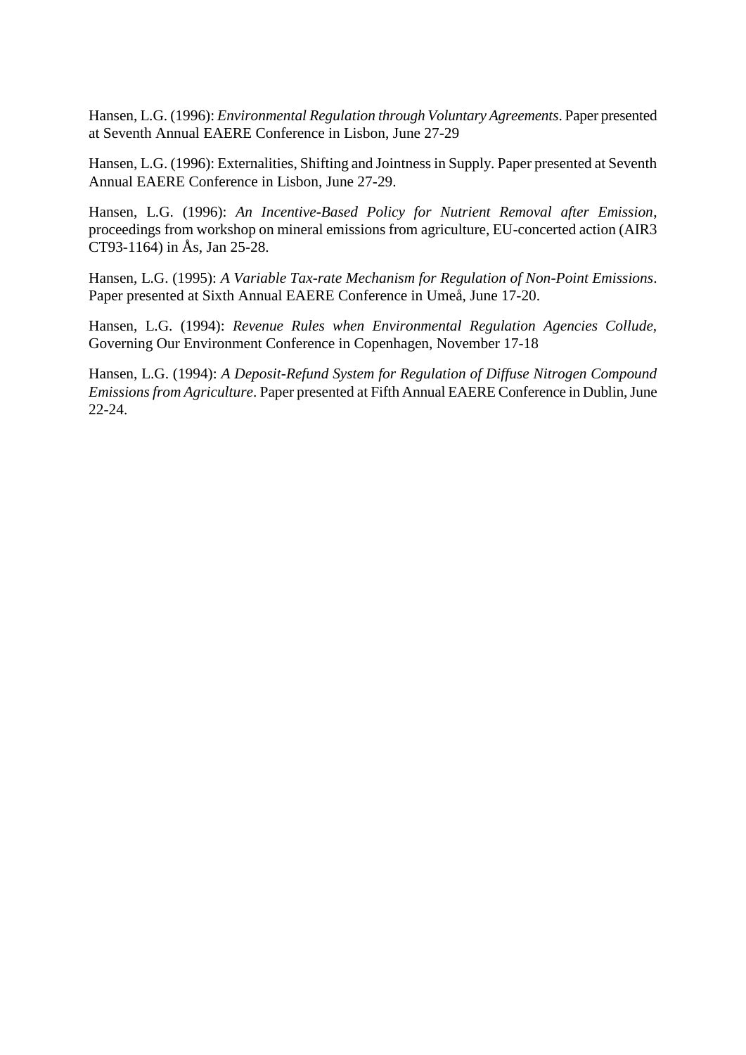Hansen, L.G. (1996): *Environmental Regulation through Voluntary Agreements*. Paper presented at Seventh Annual EAERE Conference in Lisbon, June 27-29

Hansen, L.G. (1996): Externalities, Shifting and Jointness in Supply. Paper presented at Seventh Annual EAERE Conference in Lisbon, June 27-29.

Hansen, L.G. (1996): *An Incentive-Based Policy for Nutrient Removal after Emission*, proceedings from workshop on mineral emissions from agriculture, EU-concerted action (AIR3 CT93-1164) in Ås, Jan 25-28.

Hansen, L.G. (1995): *A Variable Tax-rate Mechanism for Regulation of Non-Point Emissions*. Paper presented at Sixth Annual EAERE Conference in Umeå, June 17-20.

Hansen, L.G. (1994): *Revenue Rules when Environmental Regulation Agencies Collude,* Governing Our Environment Conference in Copenhagen, November 17-18

Hansen, L.G. (1994): *A Deposit-Refund System for Regulation of Diffuse Nitrogen Compound Emissions from Agriculture*. Paper presented at Fifth Annual EAERE Conference in Dublin, June 22-24.